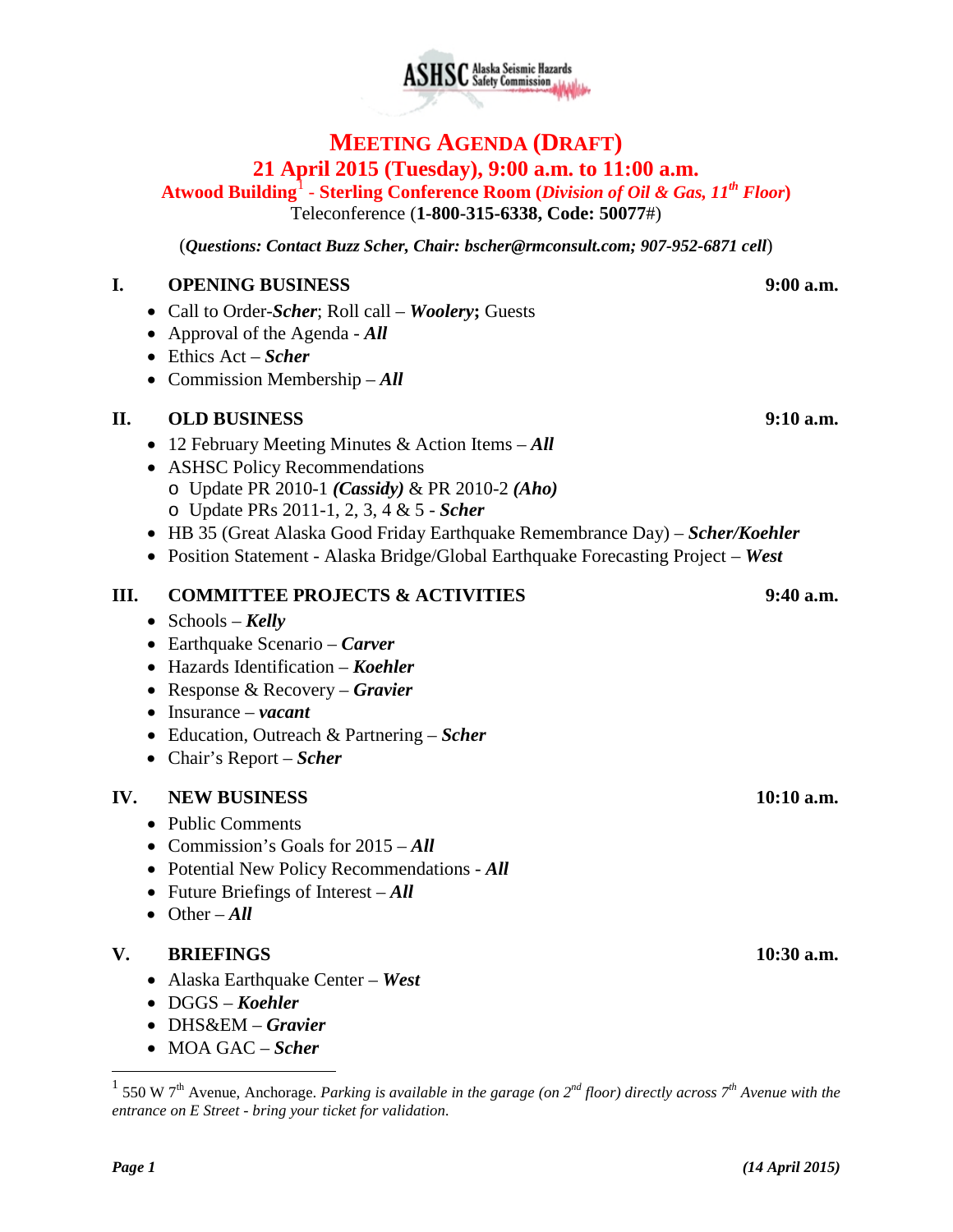ASHSC Alaska Seismic Hazards Safety Commission

# MEETING AGENDA (DRAFT)

## 21 April 2015 (Tuesday), 9:00 a.m. to 11:00 a.m.

**Atwood Building[1] - Sterling Conference Room (*Division of Oil & Gas, 11th Floor*)**

Teleconference (**1-800-315-6338, Code: 50077**#)

(***Questions: Contact Buzz Scher, Chair: bscher@rmconsult.com; 907-952-6871 cell***)

### I. OPENING BUSINESS — 9:00 a.m.

- Call to Order-***Scher***; Roll call – ***Woolery*;** Guests
- Approval of the Agenda - ***All***
- Ethics Act – ***Scher***
- Commission Membership – ***All***

### II. OLD BUSINESS — 9:10 a.m.

- 12 February Meeting Minutes & Action Items – ***All***
- ASHSC Policy Recommendations
  - Update PR 2010-1 ***(Cassidy)*** & PR 2010-2 ***(Aho)***
  - Update PRs 2011-1, 2, 3, 4 & 5 - ***Scher***
- HB 35 (Great Alaska Good Friday Earthquake Remembrance Day) – ***Scher/Koehler***
- Position Statement - Alaska Bridge/Global Earthquake Forecasting Project – ***West***

### III. COMMITTEE PROJECTS & ACTIVITIES — 9:40 a.m.

- Schools – ***Kelly***
- Earthquake Scenario – ***Carver***
- Hazards Identification – ***Koehler***
- Response & Recovery – ***Gravier***
- Insurance – ***vacant***
- Education, Outreach & Partnering – ***Scher***
- Chair's Report – ***Scher***

### IV. NEW BUSINESS — 10:10 a.m.

- Public Comments
- Commission's Goals for 2015 – ***All***
- Potential New Policy Recommendations - ***All***
- Future Briefings of Interest – ***All***
- Other – ***All***

### V. BRIEFINGS — 10:30 a.m.

- Alaska Earthquake Center – ***West***
- DGGS – ***Koehler***
- DHS&EM – ***Gravier***
- MOA GAC – ***Scher***

---

[1] 550 W 7th Avenue, Anchorage. *Parking is available in the garage (on 2nd floor) directly across 7th Avenue with the entrance on E Street - bring your ticket for validation.*

***(14 April 2015)***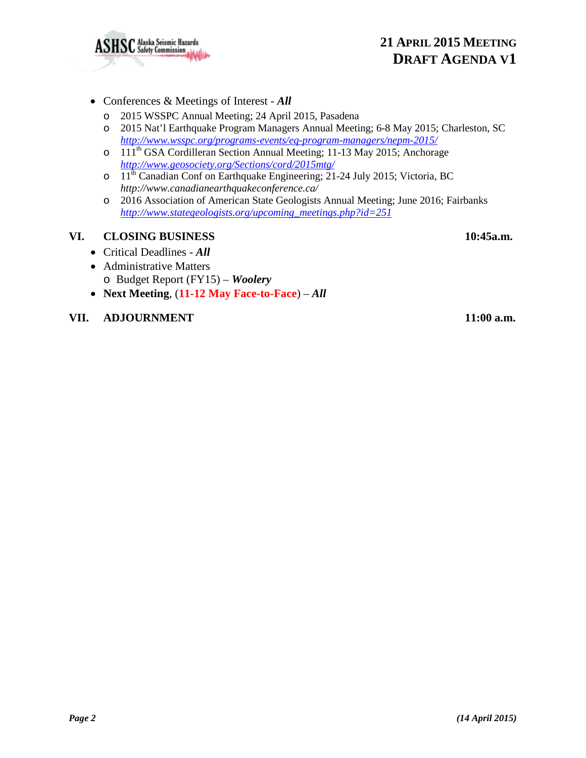- Conferences & Meetings of Interest - ***All***
  - 2015 WSSPC Annual Meeting; 24 April 2015, Pasadena
  - 2015 Nat'l Earthquake Program Managers Annual Meeting; 6-8 May 2015; Charleston, SC
    *http://www.wsspc.org/programs-events/eq-program-managers/nepm-2015/*
  - 111th GSA Cordilleran Section Annual Meeting; 11-13 May 2015; Anchorage
    *http://www.geosociety.org/Sections/cord/2015mtg/*
  - 11th Canadian Conf on Earthquake Engineering; 21-24 July 2015; Victoria, BC
    *http://www.canadianearthquakeconference.ca/*
  - 2016 Association of American State Geologists Annual Meeting; June 2016; Fairbanks
    *http://www.stategeologists.org/upcoming_meetings.php?id=251*

## VI. CLOSING BUSINESS — 10:45a.m.

- Critical Deadlines - ***All***
- Administrative Matters
  - Budget Report (FY15) – ***Woolery***
- **Next Meeting**, (**11-12 May Face-to-Face**) – ***All***

## VII. ADJOURNMENT — 11:00 a.m.